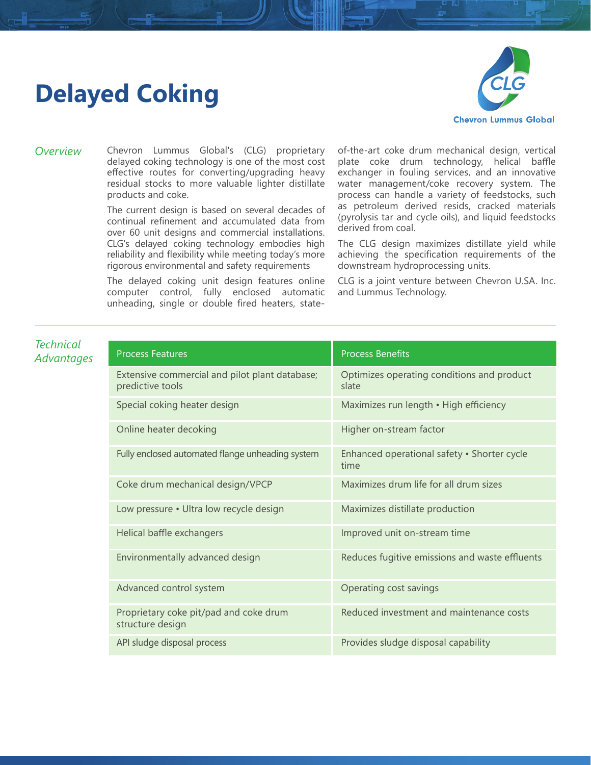# Delayed Coking

Chevron Lummus Global

## *Overview*

Chevron Lummus Global's (CLG) proprietary delayed coking technology is one of the most cost effective routes for converting/upgrading heavy residual stocks to more valuable lighter distillate products and coke.

The current design is based on several decades of continual refinement and accumulated data from over 60 unit designs and commercial installations. CLG's delayed coking technology embodies high reliability and flexibility while meeting today's more rigorous environmental and safety requirements

The delayed coking unit design features online computer control, fully enclosed automatic unheading, single or double fired heaters, state-of-the-art coke drum mechanical design, vertical plate coke drum technology, helical baffle exchanger in fouling services, and an innovative water management/coke recovery system. The process can handle a variety of feedstocks, such as petroleum derived resids, cracked materials (pyrolysis tar and cycle oils), and liquid feedstocks derived from coal.

The CLG design maximizes distillate yield while achieving the specification requirements of the downstream hydroprocessing units.

CLG is a joint venture between Chevron U.S.A. Inc. and Lummus Technology.

## *Technical Advantages*

| Process Features | Process Benefits |
|---|---|
| Extensive commercial and pilot plant database; predictive tools | Optimizes operating conditions and product slate |
| Special coking heater design | Maximizes run length • High efficiency |
| Online heater decoking | Higher on-stream factor |
| Fully enclosed automated flange unheading system | Enhanced operational safety • Shorter cycle time |
| Coke drum mechanical design/VPCP | Maximizes drum life for all drum sizes |
| Low pressure • Ultra low recycle design | Maximizes distillate production |
| Helical baffle exchangers | Improved unit on-stream time |
| Environmentally advanced design | Reduces fugitive emissions and waste effluents |
| Advanced control system | Operating cost savings |
| Proprietary coke pit/pad and coke drum structure design | Reduced investment and maintenance costs |
| API sludge disposal process | Provides sludge disposal capability |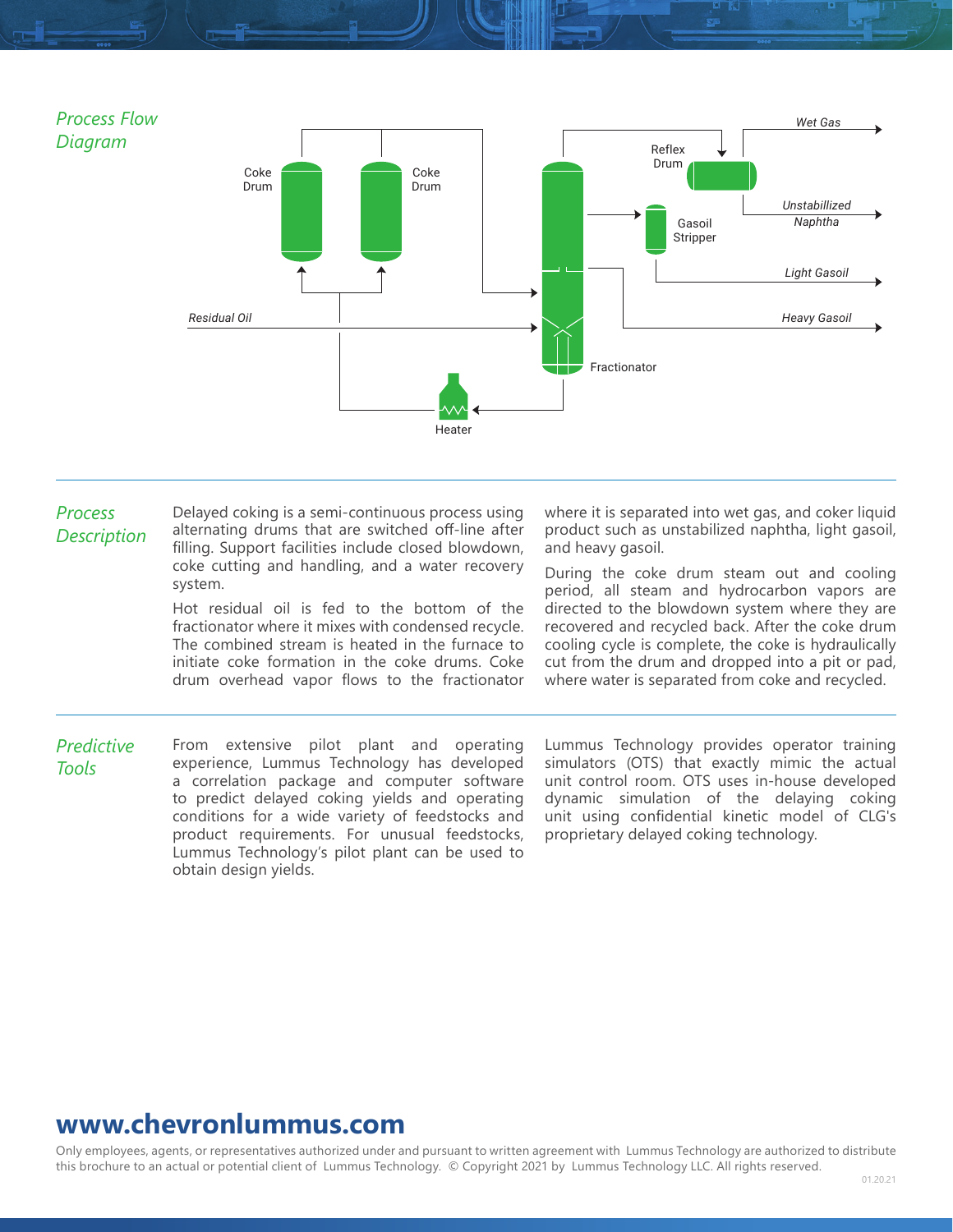## Process Flow Diagram

Coke Drum

Coke Drum

Reflex Drum

Wet Gas

Gasoil Stripper

Unstabillized Naphtha

Light Gasoil

Residual Oil

Heavy Gasoil

Fractionator

Heater

## Process Description

Delayed coking is a semi-continuous process using alternating drums that are switched off-line after filling. Support facilities include closed blowdown, coke cutting and handling, and a water recovery system.

Hot residual oil is fed to the bottom of the fractionator where it mixes with condensed recycle. The combined stream is heated in the furnace to initiate coke formation in the coke drums. Coke drum overhead vapor flows to the fractionator where it is separated into wet gas, and coker liquid product such as unstabilized naphtha, light gasoil, and heavy gasoil.

During the coke drum steam out and cooling period, all steam and hydrocarbon vapors are directed to the blowdown system where they are recovered and recycled back. After the coke drum cooling cycle is complete, the coke is hydraulically cut from the drum and dropped into a pit or pad, where water is separated from coke and recycled.

## Predictive Tools

From extensive pilot plant and operating experience, Lummus Technology has developed a correlation package and computer software to predict delayed coking yields and operating conditions for a wide variety of feedstocks and product requirements. For unusual feedstocks, Lummus Technology's pilot plant can be used to obtain design yields.

Lummus Technology provides operator training simulators (OTS) that exactly mimic the actual unit control room. OTS uses in-house developed dynamic simulation of the delaying coking unit using confidential kinetic model of CLG's proprietary delayed coking technology.

**www.chevronlummus.com**

Only employees, agents, or representatives authorized under and pursuant to written agreement with Lummus Technology are authorized to distribute this brochure to an actual or potential client of Lummus Technology. © Copyright 2021 by Lummus Technology LLC. All rights reserved.

01.20.21